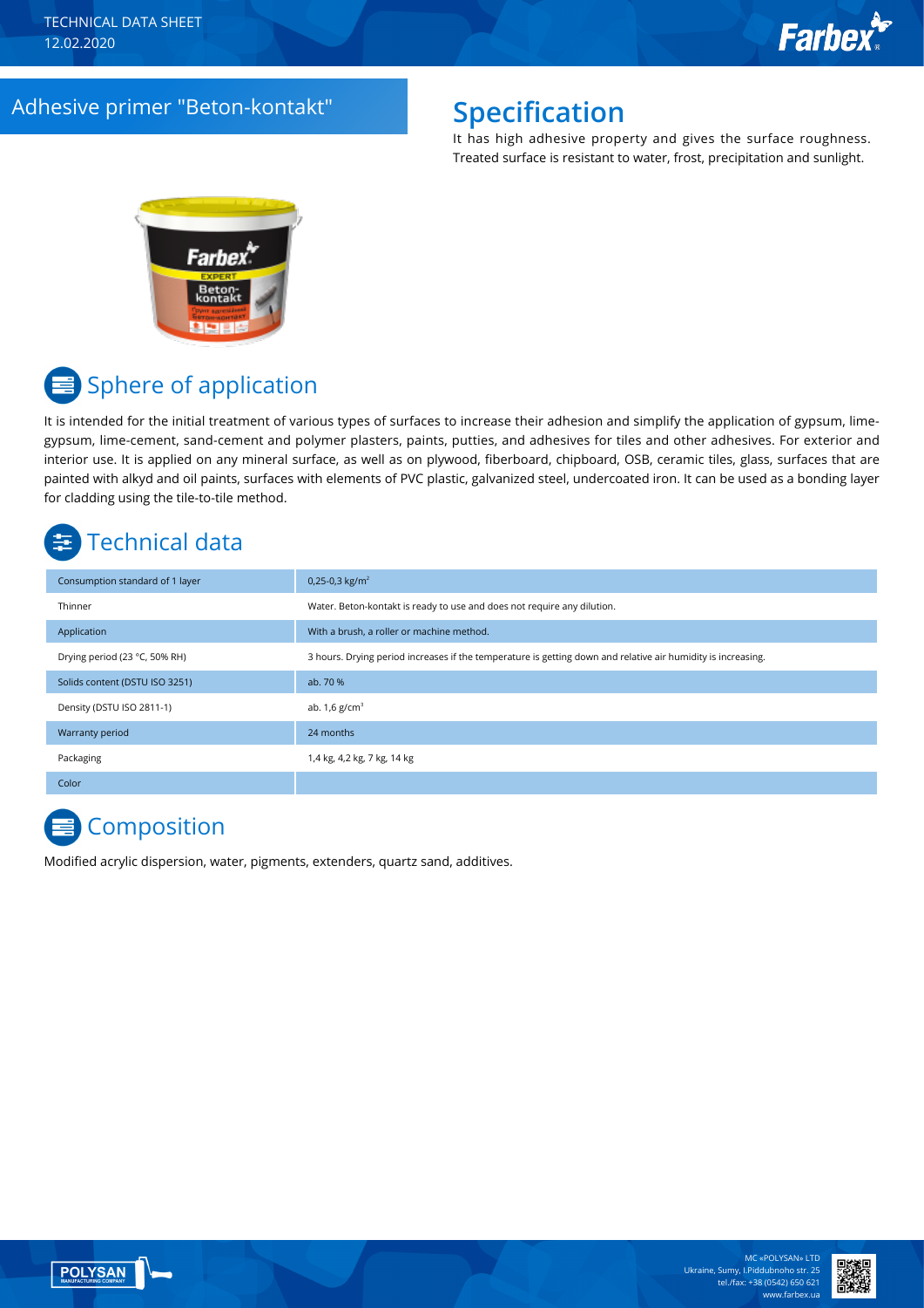TECHNICAL DATA SHEET
12.02.2020

# Adhesive primer "Beton-kontakt"

## Specification

It has high adhesive property and gives the surface roughness. Treated surface is resistant to water, frost, precipitation and sunlight.

## Sphere of application

It is intended for the initial treatment of various types of surfaces to increase their adhesion and simplify the application of gypsum, lime-gypsum, lime-cement, sand-cement and polymer plasters, paints, putties, and adhesives for tiles and other adhesives. For exterior and interior use. It is applied on any mineral surface, as well as on plywood, fiberboard, chipboard, OSB, ceramic tiles, glass, surfaces that are painted with alkyd and oil paints, surfaces with elements of PVC plastic, galvanized steel, undercoated iron. It can be used as a bonding layer for cladding using the tile-to-tile method.

## Technical data

| | |
|---|---|
| Consumption standard of 1 layer | 0,25-0,3 kg/m$^2$ |
| Thinner | Water. Beton-kontakt is ready to use and does not require any dilution. |
| Application | With a brush, a roller or machine method. |
| Drying period (23 °C, 50% RH) | 3 hours. Drying period increases if the temperature is getting down and relative air humidity is increasing. |
| Solids content (DSTU ISO 3251) | ab. 70 % |
| Density (DSTU ISO 2811-1) | ab. 1,6 g/cm$^3$ |
| Warranty period | 24 months |
| Packaging | 1,4 kg, 4,2 kg, 7 kg, 14 kg |
| Color | |

## Composition

Modified acrylic dispersion, water, pigments, extenders, quartz sand, additives.

MC «POLYSAN» LTD
Ukraine, Sumy, I.Piddubnoho str. 25
tel./fax: +38 (0542) 650 621
www.farbex.ua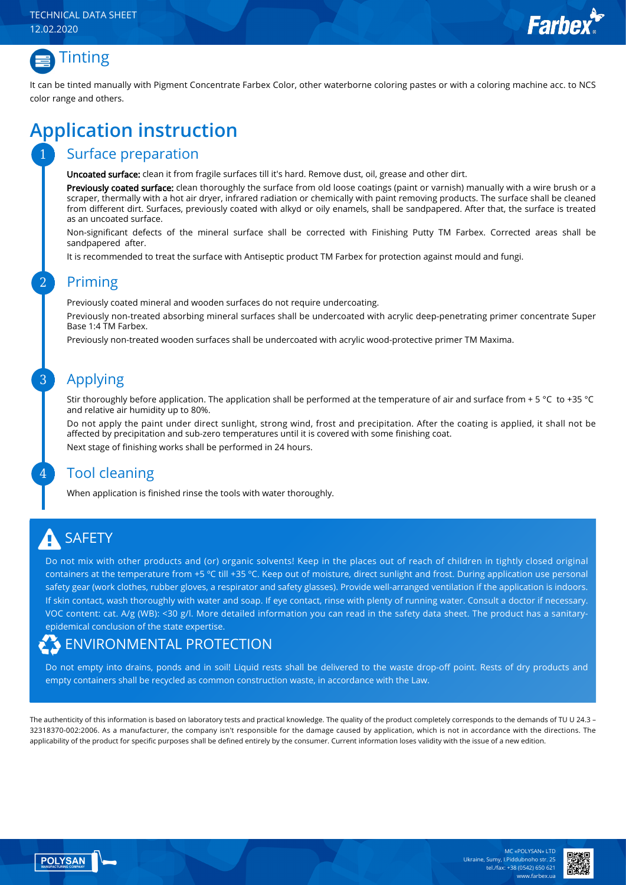## Tinting

It can be tinted manually with Pigment Concentrate Farbex Color, other waterborne coloring pastes or with a coloring machine acc. to NCS color range and others.

# Application instruction

## 1 Surface preparation

**Uncoated surface:** clean it from fragile surfaces till it's hard. Remove dust, oil, grease and other dirt.

**Previously coated surface:** clean thoroughly the surface from old loose coatings (paint or varnish) manually with a wire brush or a scraper, thermally with a hot air dryer, infrared radiation or chemically with paint removing products. The surface shall be cleaned from different dirt. Surfaces, previously coated with alkyd or oily enamels, shall be sandpapered. After that, the surface is treated as an uncoated surface.

Non-significant defects of the mineral surface shall be corrected with Finishing Putty TM Farbex. Corrected areas shall be sandpapered after.

It is recommended to treat the surface with Antiseptic product TM Farbex for protection against mould and fungi.

## 2 Priming

Previously coated mineral and wooden surfaces do not require undercoating.

Previously non-treated absorbing mineral surfaces shall be undercoated with acrylic deep-penetrating primer concentrate Super Base 1:4 TM Farbex.

Previously non-treated wooden surfaces shall be undercoated with acrylic wood-protective primer TM Maxima.

## 3 Applying

Stir thoroughly before application. The application shall be performed at the temperature of air and surface from + 5 °C to +35 °C and relative air humidity up to 80%.

Do not apply the paint under direct sunlight, strong wind, frost and precipitation. After the coating is applied, it shall not be affected by precipitation and sub-zero temperatures until it is covered with some finishing coat.

Next stage of finishing works shall be performed in 24 hours.

## 4 Tool cleaning

When application is finished rinse the tools with water thoroughly.

## SAFETY

Do not mix with other products and (or) organic solvents! Keep in the places out of reach of children in tightly closed original containers at the temperature from +5 ºC till +35 ºC. Keep out of moisture, direct sunlight and frost. During application use personal safety gear (work clothes, rubber gloves, a respirator and safety glasses). Provide well-arranged ventilation if the application is indoors. If skin contact, wash thoroughly with water and soap. If eye contact, rinse with plenty of running water. Consult a doctor if necessary. VOC content: cat. A/g (WB): <30 g/l. More detailed information you can read in the safety data sheet. The product has a sanitary-epidemical conclusion of the state expertise.

## ENVIRONMENTAL PROTECTION

Do not empty into drains, ponds and in soil! Liquid rests shall be delivered to the waste drop-off point. Rests of dry products and empty containers shall be recycled as common construction waste, in accordance with the Law.

The authenticity of this information is based on laboratory tests and practical knowledge. The quality of the product completely corresponds to the demands of TU U 24.3 – 32318370-002:2006. As a manufacturer, the company isn't responsible for the damage caused by application, which is not in accordance with the directions. The applicability of the product for specific purposes shall be defined entirely by the consumer. Current information loses validity with the issue of a new edition.

MC «POLYSAN» LTD
Ukraine, Sumy, I.Piddubnoho str. 25
tel./fax: +38 (0542) 650 621
www.farbex.ua